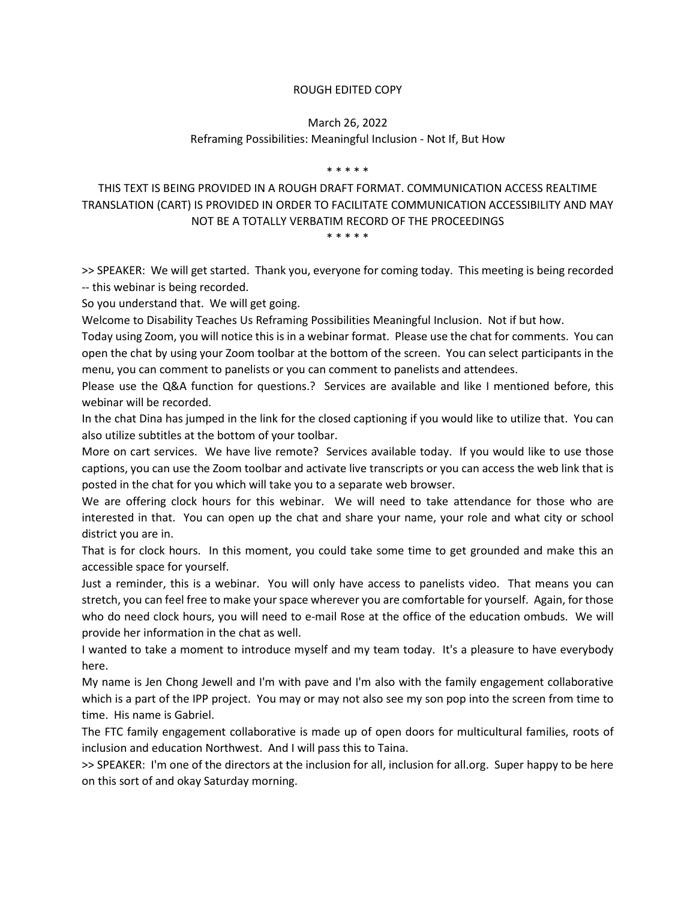ROUGH EDITED COPY

March 26, 2022

Reframing Possibilities: Meaningful Inclusion - Not If, But How

\* \* \* \* \*

THIS TEXT IS BEING PROVIDED IN A ROUGH DRAFT FORMAT. COMMUNICATION ACCESS REALTIME TRANSLATION (CART) IS PROVIDED IN ORDER TO FACILITATE COMMUNICATION ACCESSIBILITY AND MAY NOT BE A TOTALLY VERBATIM RECORD OF THE PROCEEDINGS

\* \* \* \* \*

>> SPEAKER: We will get started. Thank you, everyone for coming today. This meeting is being recorded -- this webinar is being recorded.

So you understand that. We will get going.

Welcome to Disability Teaches Us Reframing Possibilities Meaningful Inclusion. Not if but how.

Today using Zoom, you will notice this is in a webinar format. Please use the chat for comments. You can open the chat by using your Zoom toolbar at the bottom of the screen. You can select participants in the menu, you can comment to panelists or you can comment to panelists and attendees.

Please use the Q&A function for questions.? Services are available and like I mentioned before, this webinar will be recorded.

In the chat Dina has jumped in the link for the closed captioning if you would like to utilize that. You can also utilize subtitles at the bottom of your toolbar.

More on cart services. We have live remote? Services available today. If you would like to use those captions, you can use the Zoom toolbar and activate live transcripts or you can access the web link that is posted in the chat for you which will take you to a separate web browser.

We are offering clock hours for this webinar. We will need to take attendance for those who are interested in that. You can open up the chat and share your name, your role and what city or school district you are in.

That is for clock hours. In this moment, you could take some time to get grounded and make this an accessible space for yourself.

Just a reminder, this is a webinar. You will only have access to panelists video. That means you can stretch, you can feel free to make your space wherever you are comfortable for yourself. Again, for those who do need clock hours, you will need to e-mail Rose at the office of the education ombuds. We will provide her information in the chat as well.

I wanted to take a moment to introduce myself and my team today. It's a pleasure to have everybody here.

My name is Jen Chong Jewell and I'm with pave and I'm also with the family engagement collaborative which is a part of the IPP project. You may or may not also see my son pop into the screen from time to time. His name is Gabriel.

The FTC family engagement collaborative is made up of open doors for multicultural families, roots of inclusion and education Northwest. And I will pass this to Taina.

>> SPEAKER: I'm one of the directors at the inclusion for all, inclusion for all.org. Super happy to be here on this sort of and okay Saturday morning.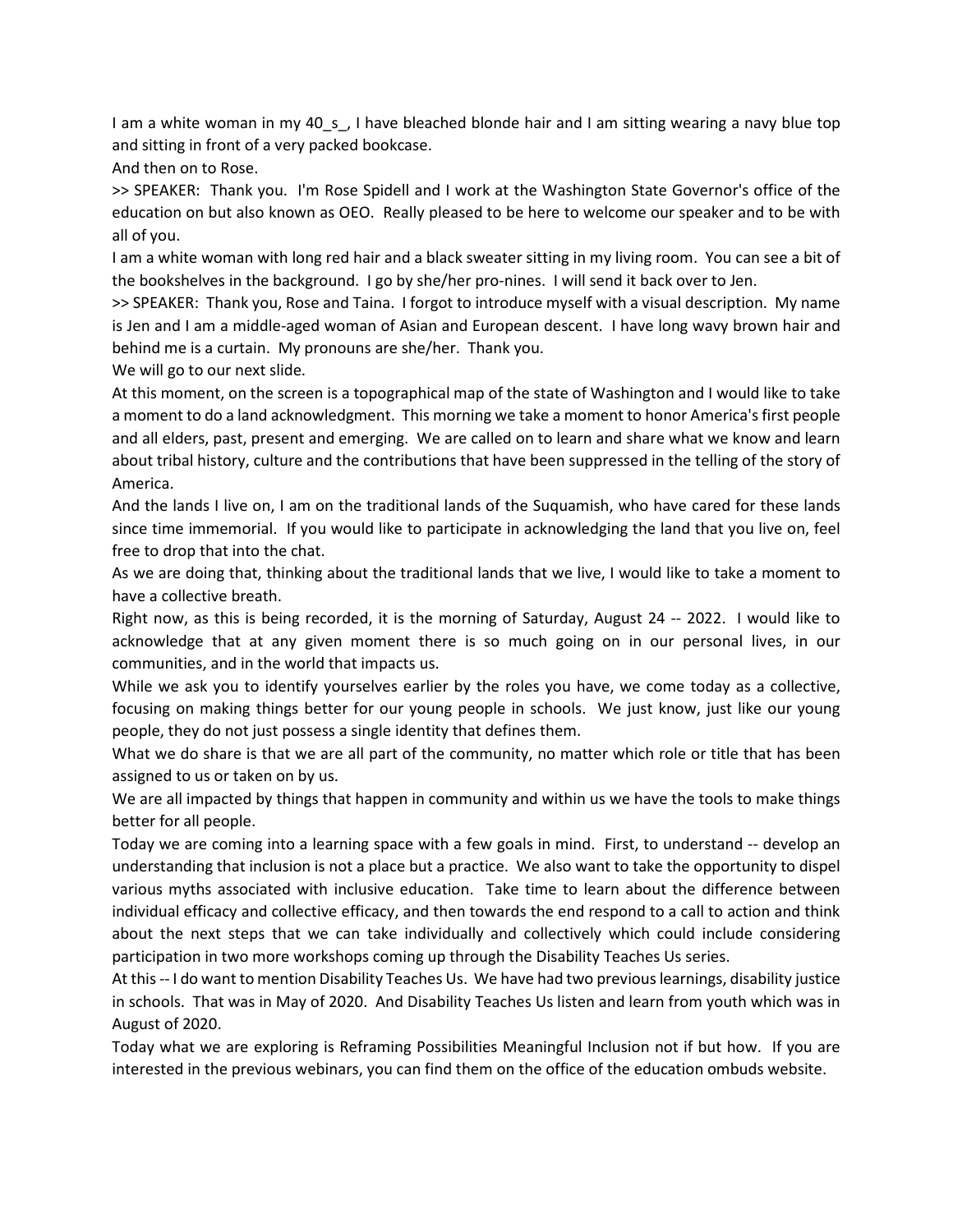I am a white woman in my 40_s_, I have bleached blonde hair and I am sitting wearing a navy blue top and sitting in front of a very packed bookcase.

And then on to Rose.

>> SPEAKER: Thank you. I'm Rose Spidell and I work at the Washington State Governor's office of the education on but also known as OEO. Really pleased to be here to welcome our speaker and to be with all of you.

I am a white woman with long red hair and a black sweater sitting in my living room. You can see a bit of the bookshelves in the background. I go by she/her pro-nines. I will send it back over to Jen.

>> SPEAKER: Thank you, Rose and Taina. I forgot to introduce myself with a visual description. My name is Jen and I am a middle-aged woman of Asian and European descent. I have long wavy brown hair and behind me is a curtain. My pronouns are she/her. Thank you.

We will go to our next slide.

At this moment, on the screen is a topographical map of the state of Washington and I would like to take a moment to do a land acknowledgment. This morning we take a moment to honor America's first people and all elders, past, present and emerging. We are called on to learn and share what we know and learn about tribal history, culture and the contributions that have been suppressed in the telling of the story of America.

And the lands I live on, I am on the traditional lands of the Suquamish, who have cared for these lands since time immemorial. If you would like to participate in acknowledging the land that you live on, feel free to drop that into the chat.

As we are doing that, thinking about the traditional lands that we live, I would like to take a moment to have a collective breath.

Right now, as this is being recorded, it is the morning of Saturday, August 24 -- 2022. I would like to acknowledge that at any given moment there is so much going on in our personal lives, in our communities, and in the world that impacts us.

While we ask you to identify yourselves earlier by the roles you have, we come today as a collective, focusing on making things better for our young people in schools. We just know, just like our young people, they do not just possess a single identity that defines them.

What we do share is that we are all part of the community, no matter which role or title that has been assigned to us or taken on by us.

We are all impacted by things that happen in community and within us we have the tools to make things better for all people.

Today we are coming into a learning space with a few goals in mind. First, to understand -- develop an understanding that inclusion is not a place but a practice. We also want to take the opportunity to dispel various myths associated with inclusive education. Take time to learn about the difference between individual efficacy and collective efficacy, and then towards the end respond to a call to action and think about the next steps that we can take individually and collectively which could include considering participation in two more workshops coming up through the Disability Teaches Us series.

At this -- I do want to mention Disability Teaches Us. We have had two previous learnings, disability justice in schools. That was in May of 2020. And Disability Teaches Us listen and learn from youth which was in August of 2020.

Today what we are exploring is Reframing Possibilities Meaningful Inclusion not if but how. If you are interested in the previous webinars, you can find them on the office of the education ombuds website.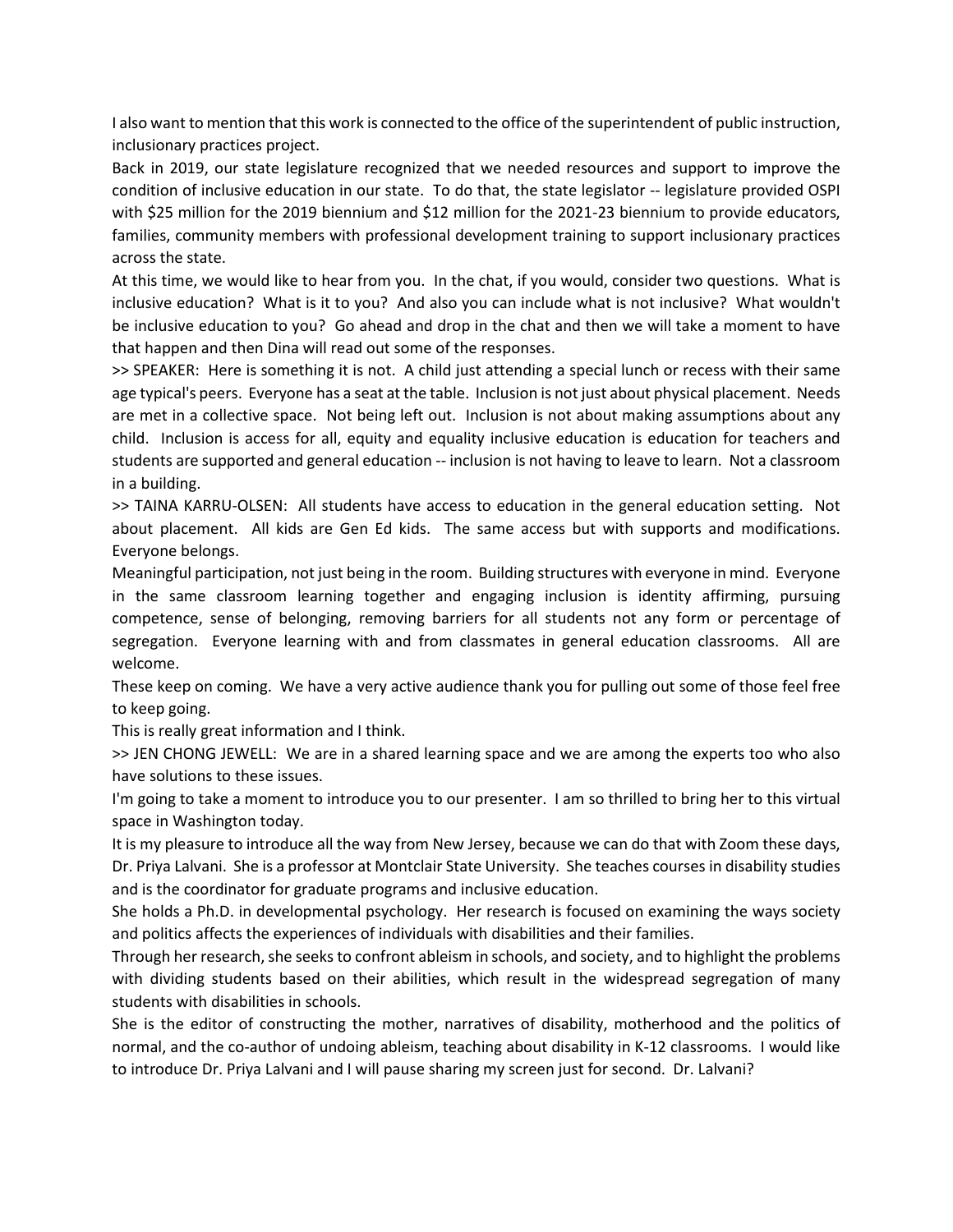I also want to mention that this work is connected to the office of the superintendent of public instruction, inclusionary practices project.

Back in 2019, our state legislature recognized that we needed resources and support to improve the condition of inclusive education in our state. To do that, the state legislator -- legislature provided OSPI with $25 million for the 2019 biennium and $12 million for the 2021-23 biennium to provide educators, families, community members with professional development training to support inclusionary practices across the state.

At this time, we would like to hear from you. In the chat, if you would, consider two questions. What is inclusive education? What is it to you? And also you can include what is not inclusive? What wouldn't be inclusive education to you? Go ahead and drop in the chat and then we will take a moment to have that happen and then Dina will read out some of the responses.

>> SPEAKER: Here is something it is not. A child just attending a special lunch or recess with their same age typical's peers. Everyone has a seat at the table. Inclusion is not just about physical placement. Needs are met in a collective space. Not being left out. Inclusion is not about making assumptions about any child. Inclusion is access for all, equity and equality inclusive education is education for teachers and students are supported and general education -- inclusion is not having to leave to learn. Not a classroom in a building.

>> TAINA KARRU-OLSEN: All students have access to education in the general education setting. Not about placement. All kids are Gen Ed kids. The same access but with supports and modifications. Everyone belongs.

Meaningful participation, not just being in the room. Building structures with everyone in mind. Everyone in the same classroom learning together and engaging inclusion is identity affirming, pursuing competence, sense of belonging, removing barriers for all students not any form or percentage of segregation. Everyone learning with and from classmates in general education classrooms. All are welcome.

These keep on coming. We have a very active audience thank you for pulling out some of those feel free to keep going.

This is really great information and I think.

>> JEN CHONG JEWELL: We are in a shared learning space and we are among the experts too who also have solutions to these issues.

I'm going to take a moment to introduce you to our presenter. I am so thrilled to bring her to this virtual space in Washington today.

It is my pleasure to introduce all the way from New Jersey, because we can do that with Zoom these days, Dr. Priya Lalvani. She is a professor at Montclair State University. She teaches courses in disability studies and is the coordinator for graduate programs and inclusive education.

She holds a Ph.D. in developmental psychology. Her research is focused on examining the ways society and politics affects the experiences of individuals with disabilities and their families.

Through her research, she seeks to confront ableism in schools, and society, and to highlight the problems with dividing students based on their abilities, which result in the widespread segregation of many students with disabilities in schools.

She is the editor of constructing the mother, narratives of disability, motherhood and the politics of normal, and the co-author of undoing ableism, teaching about disability in K-12 classrooms. I would like to introduce Dr. Priya Lalvani and I will pause sharing my screen just for second. Dr. Lalvani?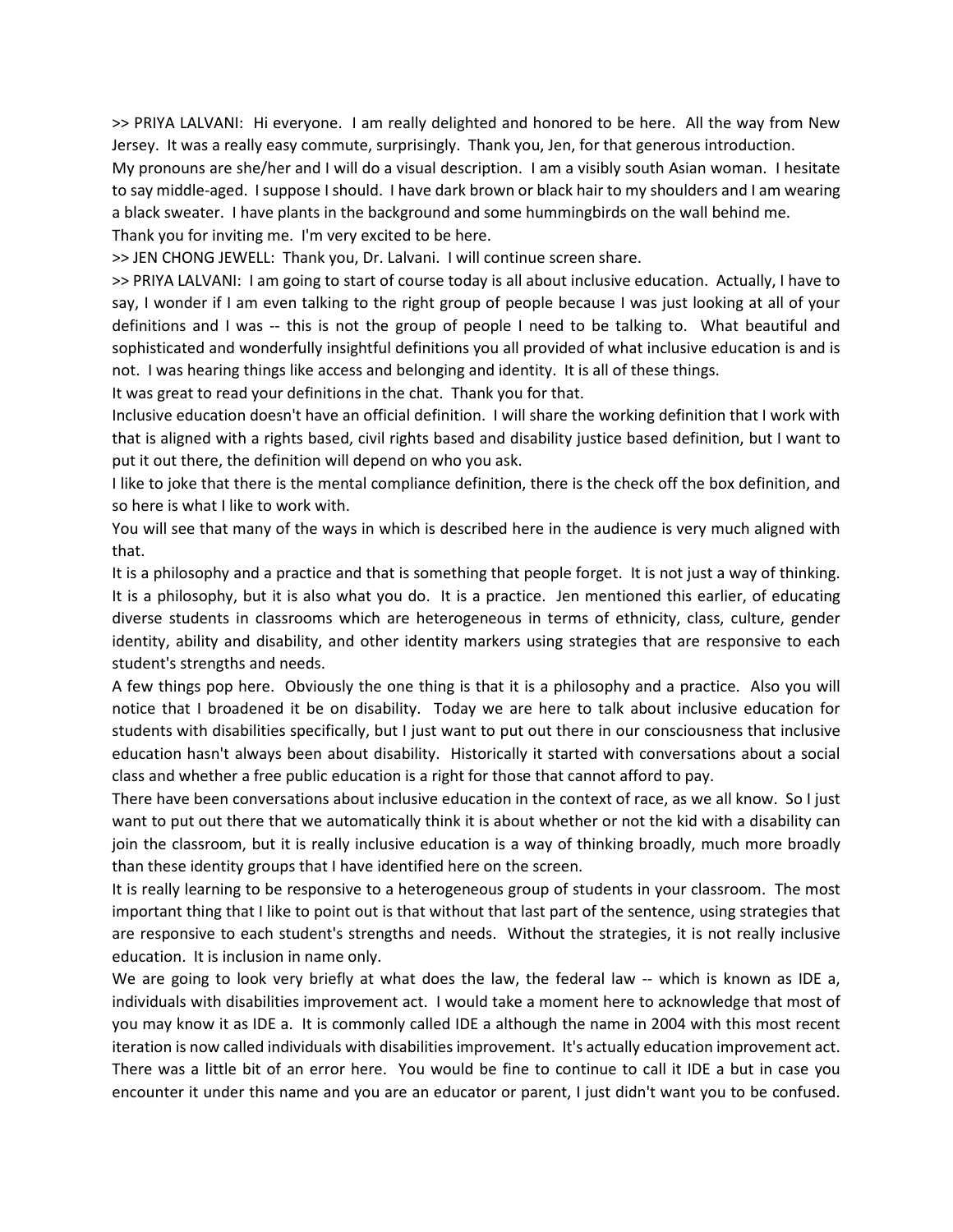>> PRIYA LALVANI: Hi everyone. I am really delighted and honored to be here. All the way from New Jersey. It was a really easy commute, surprisingly. Thank you, Jen, for that generous introduction.

My pronouns are she/her and I will do a visual description. I am a visibly south Asian woman. I hesitate to say middle-aged. I suppose I should. I have dark brown or black hair to my shoulders and I am wearing a black sweater. I have plants in the background and some hummingbirds on the wall behind me.

Thank you for inviting me. I'm very excited to be here.

>> JEN CHONG JEWELL: Thank you, Dr. Lalvani. I will continue screen share.

>> PRIYA LALVANI: I am going to start of course today is all about inclusive education. Actually, I have to say, I wonder if I am even talking to the right group of people because I was just looking at all of your definitions and I was -- this is not the group of people I need to be talking to. What beautiful and sophisticated and wonderfully insightful definitions you all provided of what inclusive education is and is not. I was hearing things like access and belonging and identity. It is all of these things.

It was great to read your definitions in the chat. Thank you for that.

Inclusive education doesn't have an official definition. I will share the working definition that I work with that is aligned with a rights based, civil rights based and disability justice based definition, but I want to put it out there, the definition will depend on who you ask.

I like to joke that there is the mental compliance definition, there is the check off the box definition, and so here is what I like to work with.

You will see that many of the ways in which is described here in the audience is very much aligned with that.

It is a philosophy and a practice and that is something that people forget. It is not just a way of thinking. It is a philosophy, but it is also what you do. It is a practice. Jen mentioned this earlier, of educating diverse students in classrooms which are heterogeneous in terms of ethnicity, class, culture, gender identity, ability and disability, and other identity markers using strategies that are responsive to each student's strengths and needs.

A few things pop here. Obviously the one thing is that it is a philosophy and a practice. Also you will notice that I broadened it be on disability. Today we are here to talk about inclusive education for students with disabilities specifically, but I just want to put out there in our consciousness that inclusive education hasn't always been about disability. Historically it started with conversations about a social class and whether a free public education is a right for those that cannot afford to pay.

There have been conversations about inclusive education in the context of race, as we all know. So I just want to put out there that we automatically think it is about whether or not the kid with a disability can join the classroom, but it is really inclusive education is a way of thinking broadly, much more broadly than these identity groups that I have identified here on the screen.

It is really learning to be responsive to a heterogeneous group of students in your classroom. The most important thing that I like to point out is that without that last part of the sentence, using strategies that are responsive to each student's strengths and needs. Without the strategies, it is not really inclusive education. It is inclusion in name only.

We are going to look very briefly at what does the law, the federal law -- which is known as IDE a, individuals with disabilities improvement act. I would take a moment here to acknowledge that most of you may know it as IDE a. It is commonly called IDE a although the name in 2004 with this most recent iteration is now called individuals with disabilities improvement. It's actually education improvement act. There was a little bit of an error here. You would be fine to continue to call it IDE a but in case you encounter it under this name and you are an educator or parent, I just didn't want you to be confused.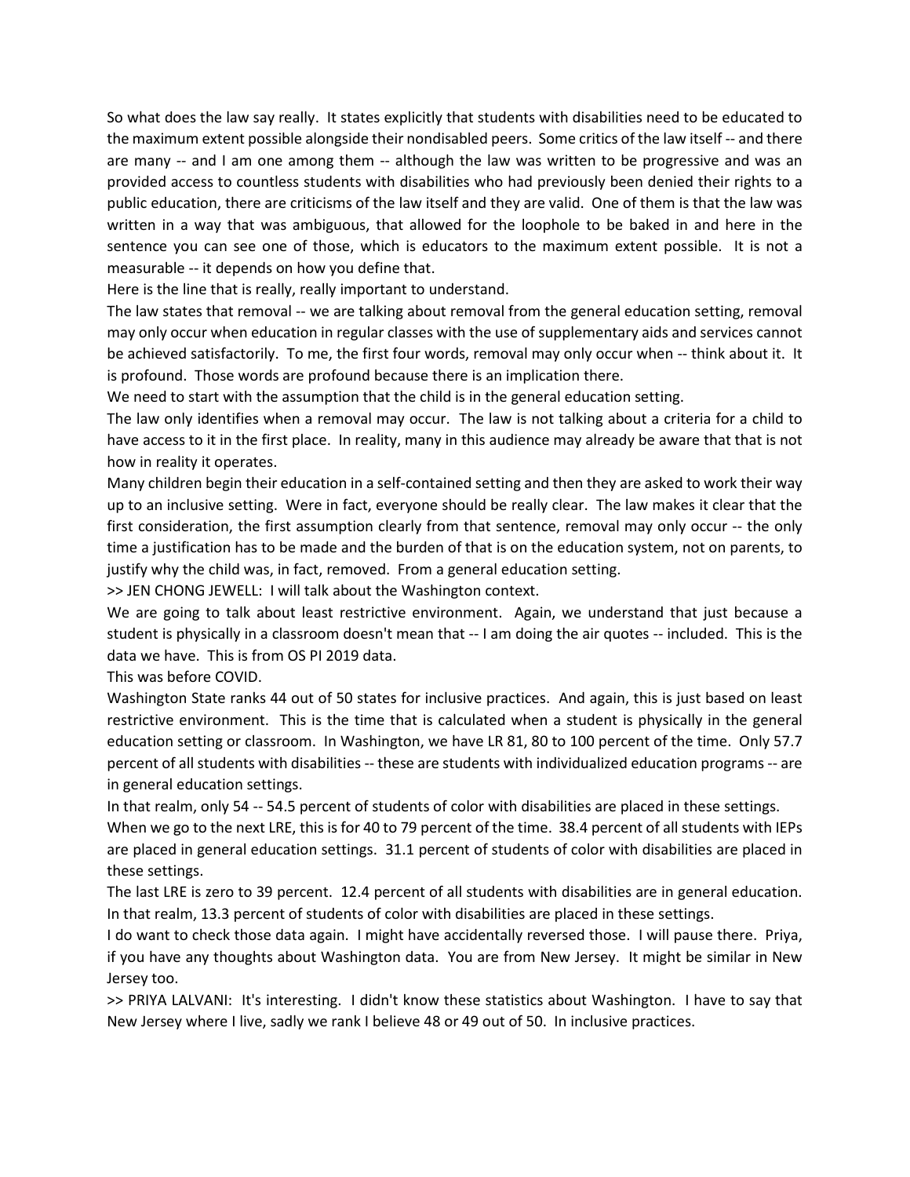So what does the law say really. It states explicitly that students with disabilities need to be educated to the maximum extent possible alongside their nondisabled peers. Some critics of the law itself -- and there are many -- and I am one among them -- although the law was written to be progressive and was an provided access to countless students with disabilities who had previously been denied their rights to a public education, there are criticisms of the law itself and they are valid. One of them is that the law was written in a way that was ambiguous, that allowed for the loophole to be baked in and here in the sentence you can see one of those, which is educators to the maximum extent possible. It is not a measurable -- it depends on how you define that.

Here is the line that is really, really important to understand.

The law states that removal -- we are talking about removal from the general education setting, removal may only occur when education in regular classes with the use of supplementary aids and services cannot be achieved satisfactorily. To me, the first four words, removal may only occur when -- think about it. It is profound. Those words are profound because there is an implication there.

We need to start with the assumption that the child is in the general education setting.

The law only identifies when a removal may occur. The law is not talking about a criteria for a child to have access to it in the first place. In reality, many in this audience may already be aware that that is not how in reality it operates.

Many children begin their education in a self-contained setting and then they are asked to work their way up to an inclusive setting. Were in fact, everyone should be really clear. The law makes it clear that the first consideration, the first assumption clearly from that sentence, removal may only occur -- the only time a justification has to be made and the burden of that is on the education system, not on parents, to justify why the child was, in fact, removed. From a general education setting.

>> JEN CHONG JEWELL: I will talk about the Washington context.

We are going to talk about least restrictive environment. Again, we understand that just because a student is physically in a classroom doesn't mean that -- I am doing the air quotes -- included. This is the data we have. This is from OS PI 2019 data.

This was before COVID.

Washington State ranks 44 out of 50 states for inclusive practices. And again, this is just based on least restrictive environment. This is the time that is calculated when a student is physically in the general education setting or classroom. In Washington, we have LR 81, 80 to 100 percent of the time. Only 57.7 percent of all students with disabilities -- these are students with individualized education programs -- are in general education settings.

In that realm, only 54 -- 54.5 percent of students of color with disabilities are placed in these settings.

When we go to the next LRE, this is for 40 to 79 percent of the time. 38.4 percent of all students with IEPs are placed in general education settings. 31.1 percent of students of color with disabilities are placed in these settings.

The last LRE is zero to 39 percent. 12.4 percent of all students with disabilities are in general education. In that realm, 13.3 percent of students of color with disabilities are placed in these settings.

I do want to check those data again. I might have accidentally reversed those. I will pause there. Priya, if you have any thoughts about Washington data. You are from New Jersey. It might be similar in New Jersey too.

>> PRIYA LALVANI: It's interesting. I didn't know these statistics about Washington. I have to say that New Jersey where I live, sadly we rank I believe 48 or 49 out of 50. In inclusive practices.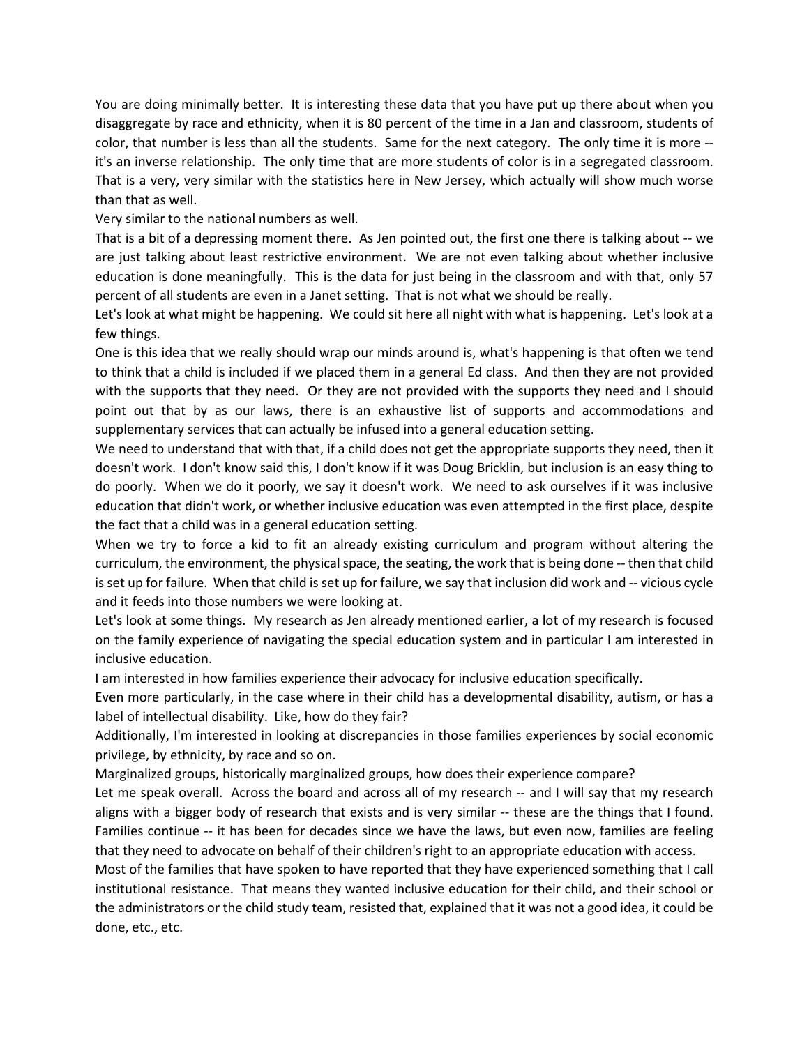You are doing minimally better. It is interesting these data that you have put up there about when you disaggregate by race and ethnicity, when it is 80 percent of the time in a Jan and classroom, students of color, that number is less than all the students. Same for the next category. The only time it is more -- it's an inverse relationship. The only time that are more students of color is in a segregated classroom. That is a very, very similar with the statistics here in New Jersey, which actually will show much worse than that as well.

Very similar to the national numbers as well.

That is a bit of a depressing moment there. As Jen pointed out, the first one there is talking about -- we are just talking about least restrictive environment. We are not even talking about whether inclusive education is done meaningfully. This is the data for just being in the classroom and with that, only 57 percent of all students are even in a Janet setting. That is not what we should be really.

Let's look at what might be happening. We could sit here all night with what is happening. Let's look at a few things.

One is this idea that we really should wrap our minds around is, what's happening is that often we tend to think that a child is included if we placed them in a general Ed class. And then they are not provided with the supports that they need. Or they are not provided with the supports they need and I should point out that by as our laws, there is an exhaustive list of supports and accommodations and supplementary services that can actually be infused into a general education setting.

We need to understand that with that, if a child does not get the appropriate supports they need, then it doesn't work. I don't know said this, I don't know if it was Doug Bricklin, but inclusion is an easy thing to do poorly. When we do it poorly, we say it doesn't work. We need to ask ourselves if it was inclusive education that didn't work, or whether inclusive education was even attempted in the first place, despite the fact that a child was in a general education setting.

When we try to force a kid to fit an already existing curriculum and program without altering the curriculum, the environment, the physical space, the seating, the work that is being done -- then that child is set up for failure. When that child is set up for failure, we say that inclusion did work and -- vicious cycle and it feeds into those numbers we were looking at.

Let's look at some things. My research as Jen already mentioned earlier, a lot of my research is focused on the family experience of navigating the special education system and in particular I am interested in inclusive education.

I am interested in how families experience their advocacy for inclusive education specifically.

Even more particularly, in the case where in their child has a developmental disability, autism, or has a label of intellectual disability. Like, how do they fair?

Additionally, I'm interested in looking at discrepancies in those families experiences by social economic privilege, by ethnicity, by race and so on.

Marginalized groups, historically marginalized groups, how does their experience compare?

Let me speak overall. Across the board and across all of my research -- and I will say that my research aligns with a bigger body of research that exists and is very similar -- these are the things that I found. Families continue -- it has been for decades since we have the laws, but even now, families are feeling that they need to advocate on behalf of their children's right to an appropriate education with access.

Most of the families that have spoken to have reported that they have experienced something that I call institutional resistance. That means they wanted inclusive education for their child, and their school or the administrators or the child study team, resisted that, explained that it was not a good idea, it could be done, etc., etc.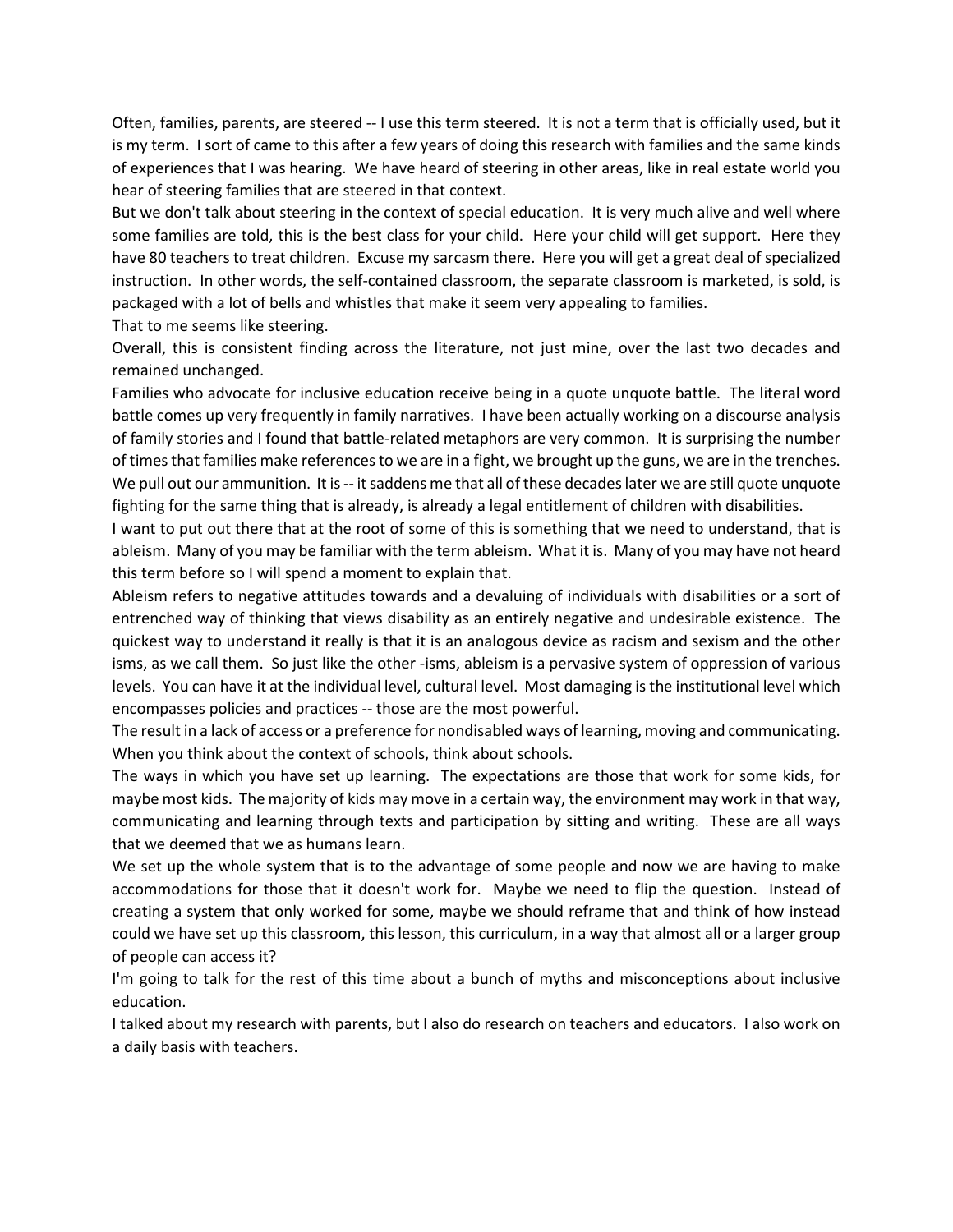Often, families, parents, are steered -- I use this term steered. It is not a term that is officially used, but it is my term. I sort of came to this after a few years of doing this research with families and the same kinds of experiences that I was hearing. We have heard of steering in other areas, like in real estate world you hear of steering families that are steered in that context.

But we don't talk about steering in the context of special education. It is very much alive and well where some families are told, this is the best class for your child. Here your child will get support. Here they have 80 teachers to treat children. Excuse my sarcasm there. Here you will get a great deal of specialized instruction. In other words, the self-contained classroom, the separate classroom is marketed, is sold, is packaged with a lot of bells and whistles that make it seem very appealing to families.

That to me seems like steering.

Overall, this is consistent finding across the literature, not just mine, over the last two decades and remained unchanged.

Families who advocate for inclusive education receive being in a quote unquote battle. The literal word battle comes up very frequently in family narratives. I have been actually working on a discourse analysis of family stories and I found that battle-related metaphors are very common. It is surprising the number of times that families make references to we are in a fight, we brought up the guns, we are in the trenches. We pull out our ammunition. It is -- it saddens me that all of these decades later we are still quote unquote fighting for the same thing that is already, is already a legal entitlement of children with disabilities.

I want to put out there that at the root of some of this is something that we need to understand, that is ableism. Many of you may be familiar with the term ableism. What it is. Many of you may have not heard this term before so I will spend a moment to explain that.

Ableism refers to negative attitudes towards and a devaluing of individuals with disabilities or a sort of entrenched way of thinking that views disability as an entirely negative and undesirable existence. The quickest way to understand it really is that it is an analogous device as racism and sexism and the other isms, as we call them. So just like the other -isms, ableism is a pervasive system of oppression of various levels. You can have it at the individual level, cultural level. Most damaging is the institutional level which encompasses policies and practices -- those are the most powerful.

The result in a lack of access or a preference for nondisabled ways of learning, moving and communicating. When you think about the context of schools, think about schools.

The ways in which you have set up learning. The expectations are those that work for some kids, for maybe most kids. The majority of kids may move in a certain way, the environment may work in that way, communicating and learning through texts and participation by sitting and writing. These are all ways that we deemed that we as humans learn.

We set up the whole system that is to the advantage of some people and now we are having to make accommodations for those that it doesn't work for. Maybe we need to flip the question. Instead of creating a system that only worked for some, maybe we should reframe that and think of how instead could we have set up this classroom, this lesson, this curriculum, in a way that almost all or a larger group of people can access it?

I'm going to talk for the rest of this time about a bunch of myths and misconceptions about inclusive education.

I talked about my research with parents, but I also do research on teachers and educators. I also work on a daily basis with teachers.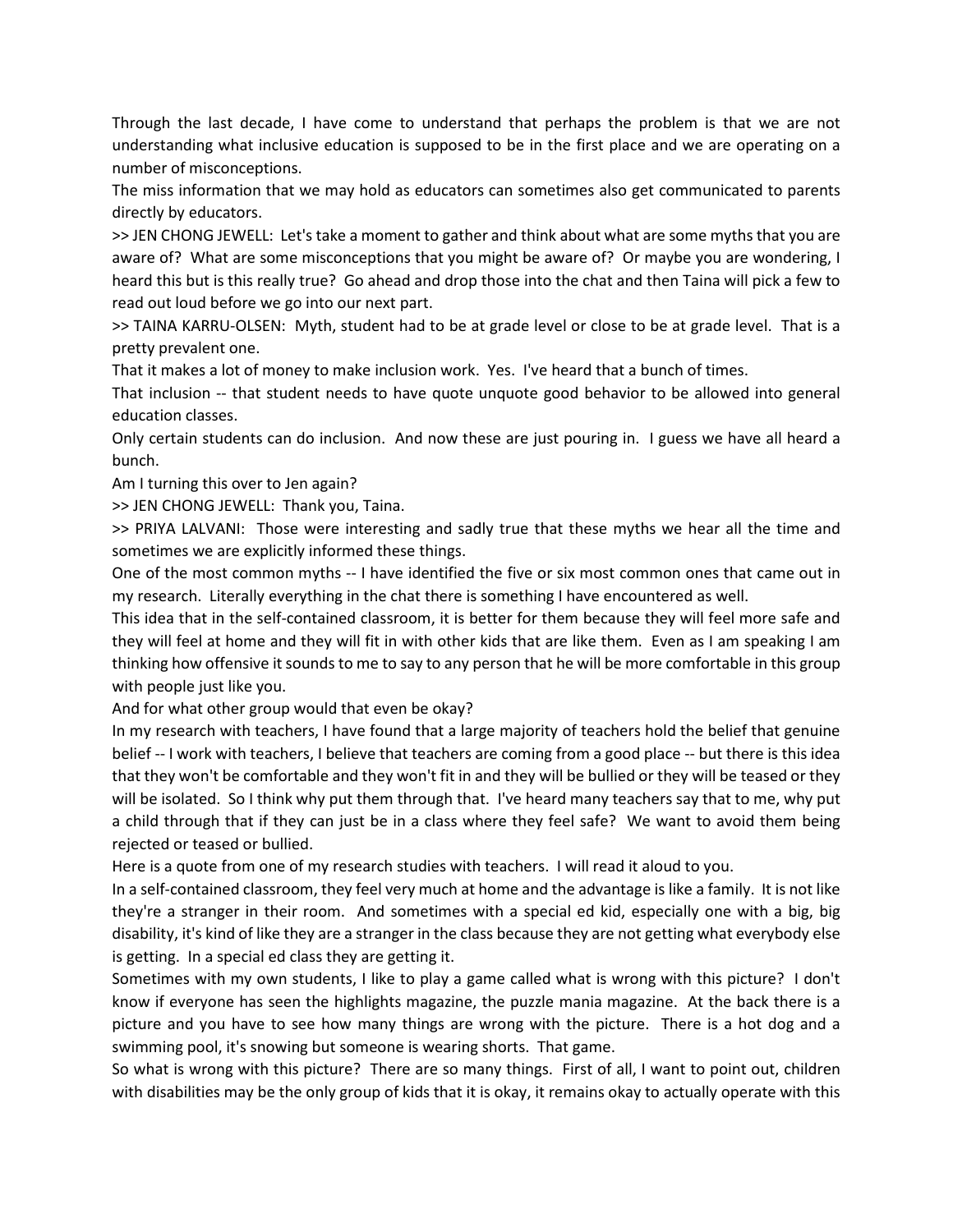Through the last decade, I have come to understand that perhaps the problem is that we are not understanding what inclusive education is supposed to be in the first place and we are operating on a number of misconceptions.

The miss information that we may hold as educators can sometimes also get communicated to parents directly by educators.

>> JEN CHONG JEWELL: Let's take a moment to gather and think about what are some myths that you are aware of? What are some misconceptions that you might be aware of? Or maybe you are wondering, I heard this but is this really true? Go ahead and drop those into the chat and then Taina will pick a few to read out loud before we go into our next part.

>> TAINA KARRU-OLSEN: Myth, student had to be at grade level or close to be at grade level. That is a pretty prevalent one.

That it makes a lot of money to make inclusion work. Yes. I've heard that a bunch of times.

That inclusion -- that student needs to have quote unquote good behavior to be allowed into general education classes.

Only certain students can do inclusion. And now these are just pouring in. I guess we have all heard a bunch.

Am I turning this over to Jen again?

>> JEN CHONG JEWELL: Thank you, Taina.

>> PRIYA LALVANI: Those were interesting and sadly true that these myths we hear all the time and sometimes we are explicitly informed these things.

One of the most common myths -- I have identified the five or six most common ones that came out in my research. Literally everything in the chat there is something I have encountered as well.

This idea that in the self-contained classroom, it is better for them because they will feel more safe and they will feel at home and they will fit in with other kids that are like them. Even as I am speaking I am thinking how offensive it sounds to me to say to any person that he will be more comfortable in this group with people just like you.

And for what other group would that even be okay?

In my research with teachers, I have found that a large majority of teachers hold the belief that genuine belief -- I work with teachers, I believe that teachers are coming from a good place -- but there is this idea that they won't be comfortable and they won't fit in and they will be bullied or they will be teased or they will be isolated. So I think why put them through that. I've heard many teachers say that to me, why put a child through that if they can just be in a class where they feel safe? We want to avoid them being rejected or teased or bullied.

Here is a quote from one of my research studies with teachers. I will read it aloud to you.

In a self-contained classroom, they feel very much at home and the advantage is like a family. It is not like they're a stranger in their room. And sometimes with a special ed kid, especially one with a big, big disability, it's kind of like they are a stranger in the class because they are not getting what everybody else is getting. In a special ed class they are getting it.

Sometimes with my own students, I like to play a game called what is wrong with this picture? I don't know if everyone has seen the highlights magazine, the puzzle mania magazine. At the back there is a picture and you have to see how many things are wrong with the picture. There is a hot dog and a swimming pool, it's snowing but someone is wearing shorts. That game.

So what is wrong with this picture? There are so many things. First of all, I want to point out, children with disabilities may be the only group of kids that it is okay, it remains okay to actually operate with this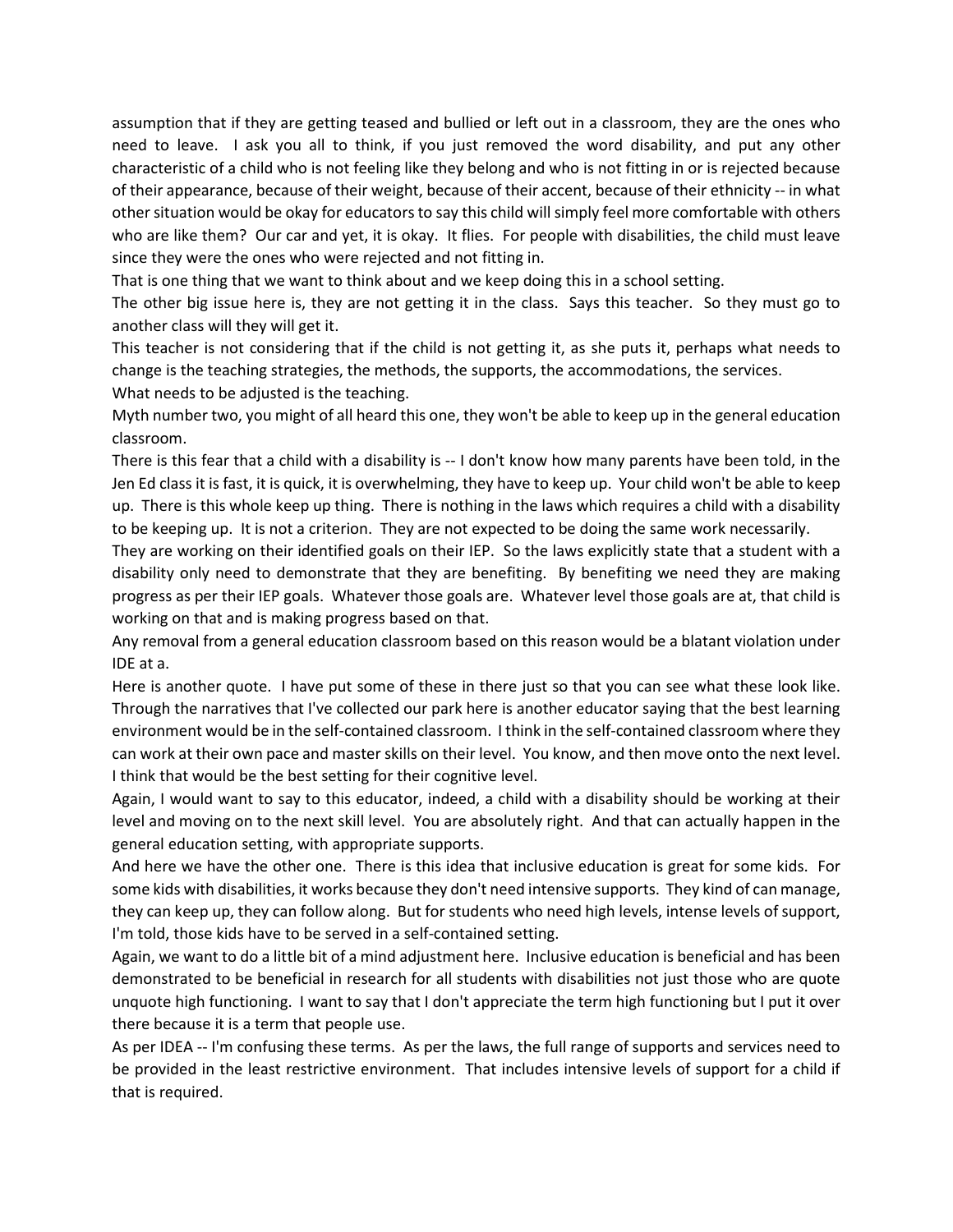assumption that if they are getting teased and bullied or left out in a classroom, they are the ones who need to leave. I ask you all to think, if you just removed the word disability, and put any other characteristic of a child who is not feeling like they belong and who is not fitting in or is rejected because of their appearance, because of their weight, because of their accent, because of their ethnicity -- in what other situation would be okay for educators to say this child will simply feel more comfortable with others who are like them? Our car and yet, it is okay. It flies. For people with disabilities, the child must leave since they were the ones who were rejected and not fitting in.

That is one thing that we want to think about and we keep doing this in a school setting.

The other big issue here is, they are not getting it in the class. Says this teacher. So they must go to another class will they will get it.

This teacher is not considering that if the child is not getting it, as she puts it, perhaps what needs to change is the teaching strategies, the methods, the supports, the accommodations, the services.

What needs to be adjusted is the teaching.

Myth number two, you might of all heard this one, they won't be able to keep up in the general education classroom.

There is this fear that a child with a disability is -- I don't know how many parents have been told, in the Jen Ed class it is fast, it is quick, it is overwhelming, they have to keep up. Your child won't be able to keep up. There is this whole keep up thing. There is nothing in the laws which requires a child with a disability to be keeping up. It is not a criterion. They are not expected to be doing the same work necessarily.

They are working on their identified goals on their IEP. So the laws explicitly state that a student with a disability only need to demonstrate that they are benefiting. By benefiting we need they are making progress as per their IEP goals. Whatever those goals are. Whatever level those goals are at, that child is working on that and is making progress based on that.

Any removal from a general education classroom based on this reason would be a blatant violation under IDE at a.

Here is another quote. I have put some of these in there just so that you can see what these look like. Through the narratives that I've collected our park here is another educator saying that the best learning environment would be in the self-contained classroom. I think in the self-contained classroom where they can work at their own pace and master skills on their level. You know, and then move onto the next level. I think that would be the best setting for their cognitive level.

Again, I would want to say to this educator, indeed, a child with a disability should be working at their level and moving on to the next skill level. You are absolutely right. And that can actually happen in the general education setting, with appropriate supports.

And here we have the other one. There is this idea that inclusive education is great for some kids. For some kids with disabilities, it works because they don't need intensive supports. They kind of can manage, they can keep up, they can follow along. But for students who need high levels, intense levels of support, I'm told, those kids have to be served in a self-contained setting.

Again, we want to do a little bit of a mind adjustment here. Inclusive education is beneficial and has been demonstrated to be beneficial in research for all students with disabilities not just those who are quote unquote high functioning. I want to say that I don't appreciate the term high functioning but I put it over there because it is a term that people use.

As per IDEA -- I'm confusing these terms. As per the laws, the full range of supports and services need to be provided in the least restrictive environment. That includes intensive levels of support for a child if that is required.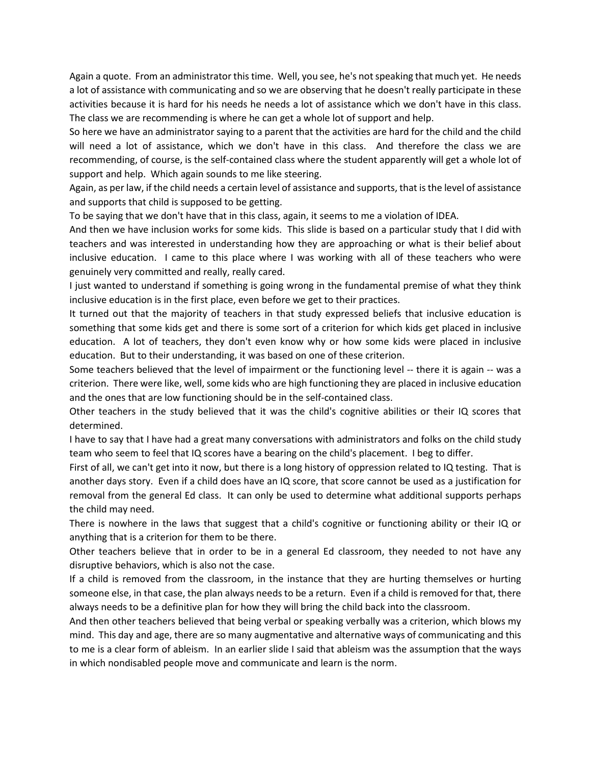Again a quote. From an administrator this time. Well, you see, he's not speaking that much yet. He needs a lot of assistance with communicating and so we are observing that he doesn't really participate in these activities because it is hard for his needs he needs a lot of assistance which we don't have in this class. The class we are recommending is where he can get a whole lot of support and help.

So here we have an administrator saying to a parent that the activities are hard for the child and the child will need a lot of assistance, which we don't have in this class. And therefore the class we are recommending, of course, is the self-contained class where the student apparently will get a whole lot of support and help. Which again sounds to me like steering.

Again, as per law, if the child needs a certain level of assistance and supports, that is the level of assistance and supports that child is supposed to be getting.

To be saying that we don't have that in this class, again, it seems to me a violation of IDEA.

And then we have inclusion works for some kids. This slide is based on a particular study that I did with teachers and was interested in understanding how they are approaching or what is their belief about inclusive education. I came to this place where I was working with all of these teachers who were genuinely very committed and really, really cared.

I just wanted to understand if something is going wrong in the fundamental premise of what they think inclusive education is in the first place, even before we get to their practices.

It turned out that the majority of teachers in that study expressed beliefs that inclusive education is something that some kids get and there is some sort of a criterion for which kids get placed in inclusive education. A lot of teachers, they don't even know why or how some kids were placed in inclusive education. But to their understanding, it was based on one of these criterion.

Some teachers believed that the level of impairment or the functioning level -- there it is again -- was a criterion. There were like, well, some kids who are high functioning they are placed in inclusive education and the ones that are low functioning should be in the self-contained class.

Other teachers in the study believed that it was the child's cognitive abilities or their IQ scores that determined.

I have to say that I have had a great many conversations with administrators and folks on the child study team who seem to feel that IQ scores have a bearing on the child's placement. I beg to differ.

First of all, we can't get into it now, but there is a long history of oppression related to IQ testing. That is another days story. Even if a child does have an IQ score, that score cannot be used as a justification for removal from the general Ed class. It can only be used to determine what additional supports perhaps the child may need.

There is nowhere in the laws that suggest that a child's cognitive or functioning ability or their IQ or anything that is a criterion for them to be there.

Other teachers believe that in order to be in a general Ed classroom, they needed to not have any disruptive behaviors, which is also not the case.

If a child is removed from the classroom, in the instance that they are hurting themselves or hurting someone else, in that case, the plan always needs to be a return. Even if a child is removed for that, there always needs to be a definitive plan for how they will bring the child back into the classroom.

And then other teachers believed that being verbal or speaking verbally was a criterion, which blows my mind. This day and age, there are so many augmentative and alternative ways of communicating and this to me is a clear form of ableism. In an earlier slide I said that ableism was the assumption that the ways in which nondisabled people move and communicate and learn is the norm.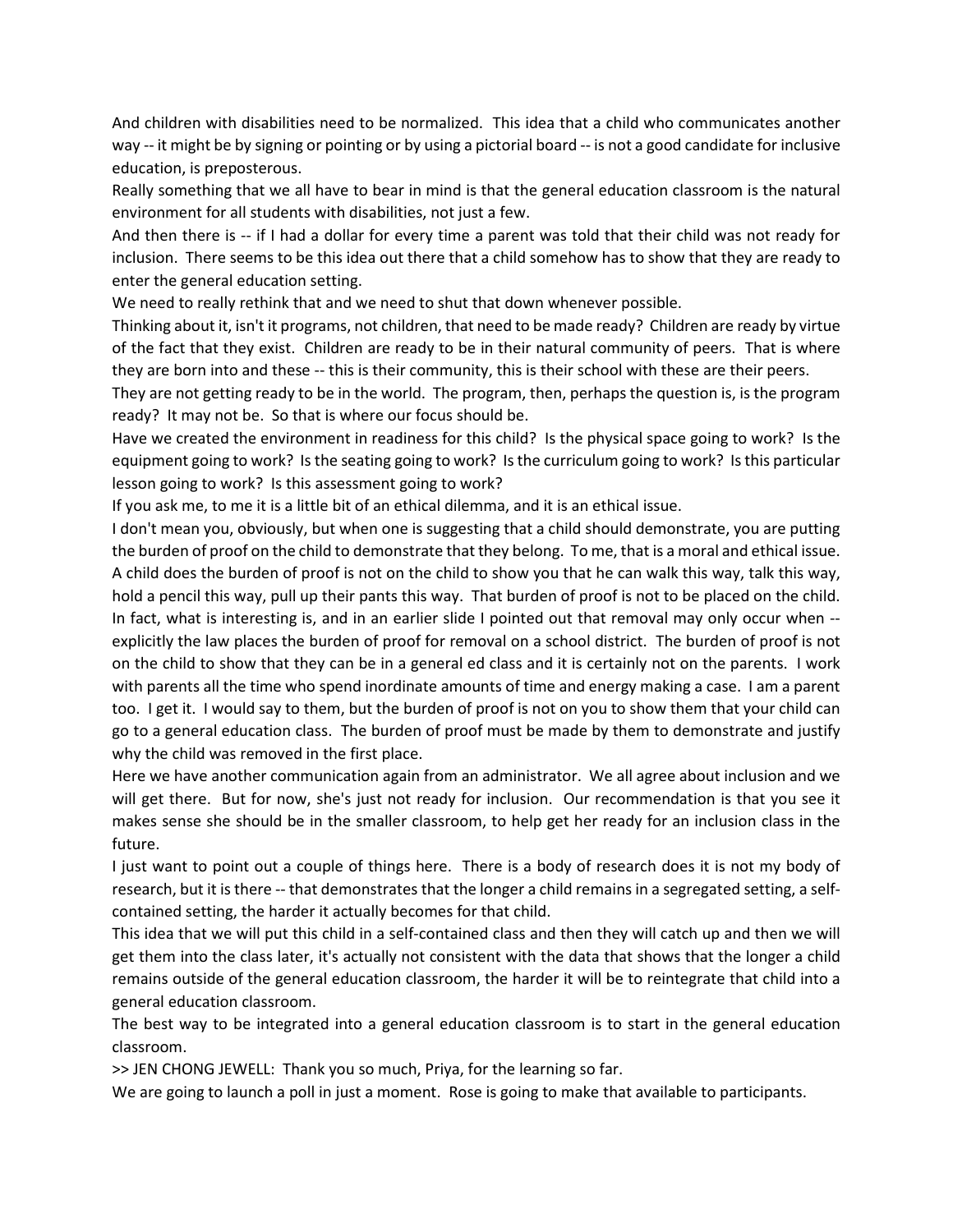And children with disabilities need to be normalized. This idea that a child who communicates another way -- it might be by signing or pointing or by using a pictorial board -- is not a good candidate for inclusive education, is preposterous.

Really something that we all have to bear in mind is that the general education classroom is the natural environment for all students with disabilities, not just a few.

And then there is -- if I had a dollar for every time a parent was told that their child was not ready for inclusion. There seems to be this idea out there that a child somehow has to show that they are ready to enter the general education setting.

We need to really rethink that and we need to shut that down whenever possible.

Thinking about it, isn't it programs, not children, that need to be made ready? Children are ready by virtue of the fact that they exist. Children are ready to be in their natural community of peers. That is where they are born into and these -- this is their community, this is their school with these are their peers.

They are not getting ready to be in the world. The program, then, perhaps the question is, is the program ready? It may not be. So that is where our focus should be.

Have we created the environment in readiness for this child? Is the physical space going to work? Is the equipment going to work? Is the seating going to work? Is the curriculum going to work? Is this particular lesson going to work? Is this assessment going to work?

If you ask me, to me it is a little bit of an ethical dilemma, and it is an ethical issue.

I don't mean you, obviously, but when one is suggesting that a child should demonstrate, you are putting the burden of proof on the child to demonstrate that they belong. To me, that is a moral and ethical issue. A child does the burden of proof is not on the child to show you that he can walk this way, talk this way, hold a pencil this way, pull up their pants this way. That burden of proof is not to be placed on the child. In fact, what is interesting is, and in an earlier slide I pointed out that removal may only occur when -- explicitly the law places the burden of proof for removal on a school district. The burden of proof is not on the child to show that they can be in a general ed class and it is certainly not on the parents. I work with parents all the time who spend inordinate amounts of time and energy making a case. I am a parent too. I get it. I would say to them, but the burden of proof is not on you to show them that your child can go to a general education class. The burden of proof must be made by them to demonstrate and justify why the child was removed in the first place.

Here we have another communication again from an administrator. We all agree about inclusion and we will get there. But for now, she's just not ready for inclusion. Our recommendation is that you see it makes sense she should be in the smaller classroom, to help get her ready for an inclusion class in the future.

I just want to point out a couple of things here. There is a body of research does it is not my body of research, but it is there -- that demonstrates that the longer a child remains in a segregated setting, a self-contained setting, the harder it actually becomes for that child.

This idea that we will put this child in a self-contained class and then they will catch up and then we will get them into the class later, it's actually not consistent with the data that shows that the longer a child remains outside of the general education classroom, the harder it will be to reintegrate that child into a general education classroom.

The best way to be integrated into a general education classroom is to start in the general education classroom.

>> JEN CHONG JEWELL: Thank you so much, Priya, for the learning so far.

We are going to launch a poll in just a moment. Rose is going to make that available to participants.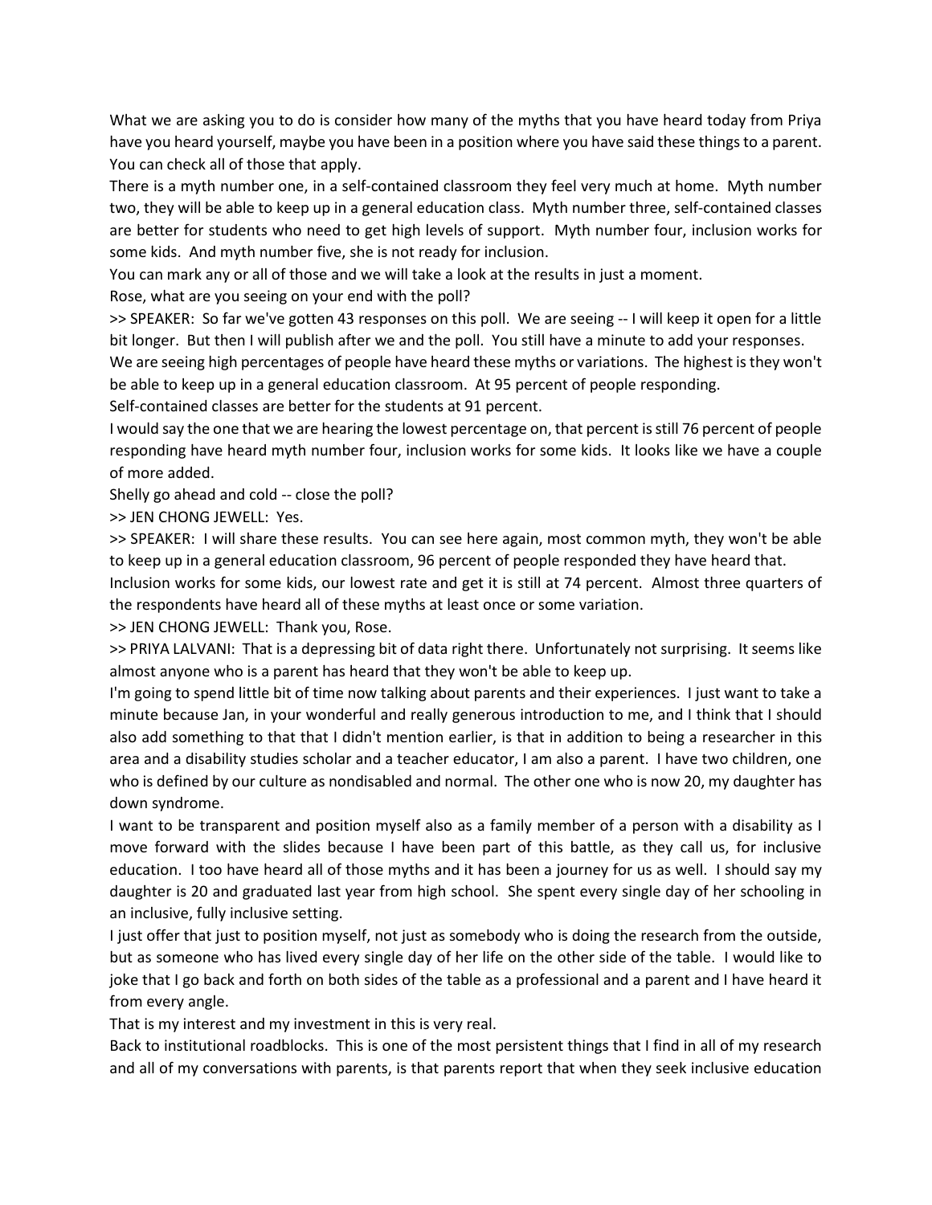What we are asking you to do is consider how many of the myths that you have heard today from Priya have you heard yourself, maybe you have been in a position where you have said these things to a parent. You can check all of those that apply.

There is a myth number one, in a self-contained classroom they feel very much at home. Myth number two, they will be able to keep up in a general education class. Myth number three, self-contained classes are better for students who need to get high levels of support. Myth number four, inclusion works for some kids. And myth number five, she is not ready for inclusion.

You can mark any or all of those and we will take a look at the results in just a moment.

Rose, what are you seeing on your end with the poll?

>> SPEAKER: So far we've gotten 43 responses on this poll. We are seeing -- I will keep it open for a little bit longer. But then I will publish after we and the poll. You still have a minute to add your responses.

We are seeing high percentages of people have heard these myths or variations. The highest is they won't be able to keep up in a general education classroom. At 95 percent of people responding.

Self-contained classes are better for the students at 91 percent.

I would say the one that we are hearing the lowest percentage on, that percent is still 76 percent of people responding have heard myth number four, inclusion works for some kids. It looks like we have a couple of more added.

Shelly go ahead and cold -- close the poll?

>> JEN CHONG JEWELL: Yes.

>> SPEAKER: I will share these results. You can see here again, most common myth, they won't be able to keep up in a general education classroom, 96 percent of people responded they have heard that.

Inclusion works for some kids, our lowest rate and get it is still at 74 percent. Almost three quarters of the respondents have heard all of these myths at least once or some variation.

>> JEN CHONG JEWELL: Thank you, Rose.

>> PRIYA LALVANI: That is a depressing bit of data right there. Unfortunately not surprising. It seems like almost anyone who is a parent has heard that they won't be able to keep up.

I'm going to spend little bit of time now talking about parents and their experiences. I just want to take a minute because Jan, in your wonderful and really generous introduction to me, and I think that I should also add something to that that I didn't mention earlier, is that in addition to being a researcher in this area and a disability studies scholar and a teacher educator, I am also a parent. I have two children, one who is defined by our culture as nondisabled and normal. The other one who is now 20, my daughter has down syndrome.

I want to be transparent and position myself also as a family member of a person with a disability as I move forward with the slides because I have been part of this battle, as they call us, for inclusive education. I too have heard all of those myths and it has been a journey for us as well. I should say my daughter is 20 and graduated last year from high school. She spent every single day of her schooling in an inclusive, fully inclusive setting.

I just offer that just to position myself, not just as somebody who is doing the research from the outside, but as someone who has lived every single day of her life on the other side of the table. I would like to joke that I go back and forth on both sides of the table as a professional and a parent and I have heard it from every angle.

That is my interest and my investment in this is very real.

Back to institutional roadblocks. This is one of the most persistent things that I find in all of my research and all of my conversations with parents, is that parents report that when they seek inclusive education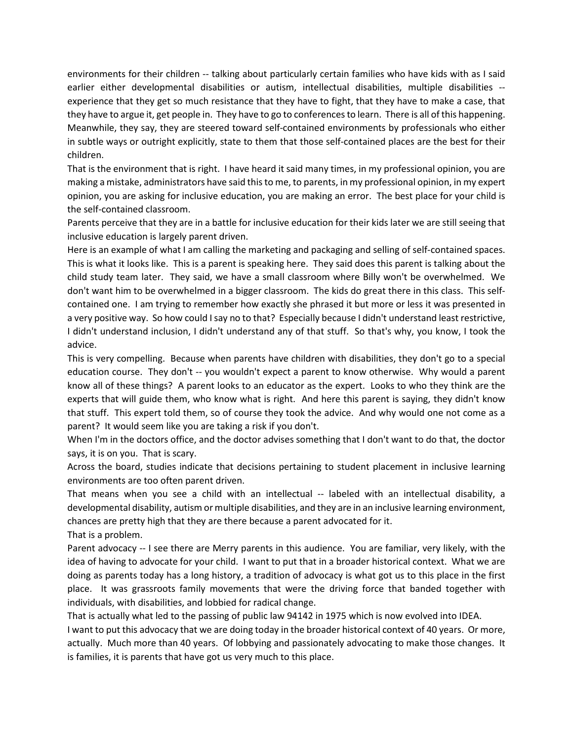environments for their children -- talking about particularly certain families who have kids with as I said earlier either developmental disabilities or autism, intellectual disabilities, multiple disabilities -- experience that they get so much resistance that they have to fight, that they have to make a case, that they have to argue it, get people in. They have to go to conferences to learn. There is all of this happening. Meanwhile, they say, they are steered toward self-contained environments by professionals who either in subtle ways or outright explicitly, state to them that those self-contained places are the best for their children.

That is the environment that is right. I have heard it said many times, in my professional opinion, you are making a mistake, administrators have said this to me, to parents, in my professional opinion, in my expert opinion, you are asking for inclusive education, you are making an error. The best place for your child is the self-contained classroom.

Parents perceive that they are in a battle for inclusive education for their kids later we are still seeing that inclusive education is largely parent driven.

Here is an example of what I am calling the marketing and packaging and selling of self-contained spaces. This is what it looks like. This is a parent is speaking here. They said does this parent is talking about the child study team later. They said, we have a small classroom where Billy won't be overwhelmed. We don't want him to be overwhelmed in a bigger classroom. The kids do great there in this class. This self-contained one. I am trying to remember how exactly she phrased it but more or less it was presented in a very positive way. So how could I say no to that? Especially because I didn't understand least restrictive, I didn't understand inclusion, I didn't understand any of that stuff. So that's why, you know, I took the advice.

This is very compelling. Because when parents have children with disabilities, they don't go to a special education course. They don't -- you wouldn't expect a parent to know otherwise. Why would a parent know all of these things? A parent looks to an educator as the expert. Looks to who they think are the experts that will guide them, who know what is right. And here this parent is saying, they didn't know that stuff. This expert told them, so of course they took the advice. And why would one not come as a parent? It would seem like you are taking a risk if you don't.

When I'm in the doctors office, and the doctor advises something that I don't want to do that, the doctor says, it is on you. That is scary.

Across the board, studies indicate that decisions pertaining to student placement in inclusive learning environments are too often parent driven.

That means when you see a child with an intellectual -- labeled with an intellectual disability, a developmental disability, autism or multiple disabilities, and they are in an inclusive learning environment, chances are pretty high that they are there because a parent advocated for it.

That is a problem.

Parent advocacy -- I see there are Merry parents in this audience. You are familiar, very likely, with the idea of having to advocate for your child. I want to put that in a broader historical context. What we are doing as parents today has a long history, a tradition of advocacy is what got us to this place in the first place. It was grassroots family movements that were the driving force that banded together with individuals, with disabilities, and lobbied for radical change.

That is actually what led to the passing of public law 94142 in 1975 which is now evolved into IDEA.

I want to put this advocacy that we are doing today in the broader historical context of 40 years. Or more, actually. Much more than 40 years. Of lobbying and passionately advocating to make those changes. It is families, it is parents that have got us very much to this place.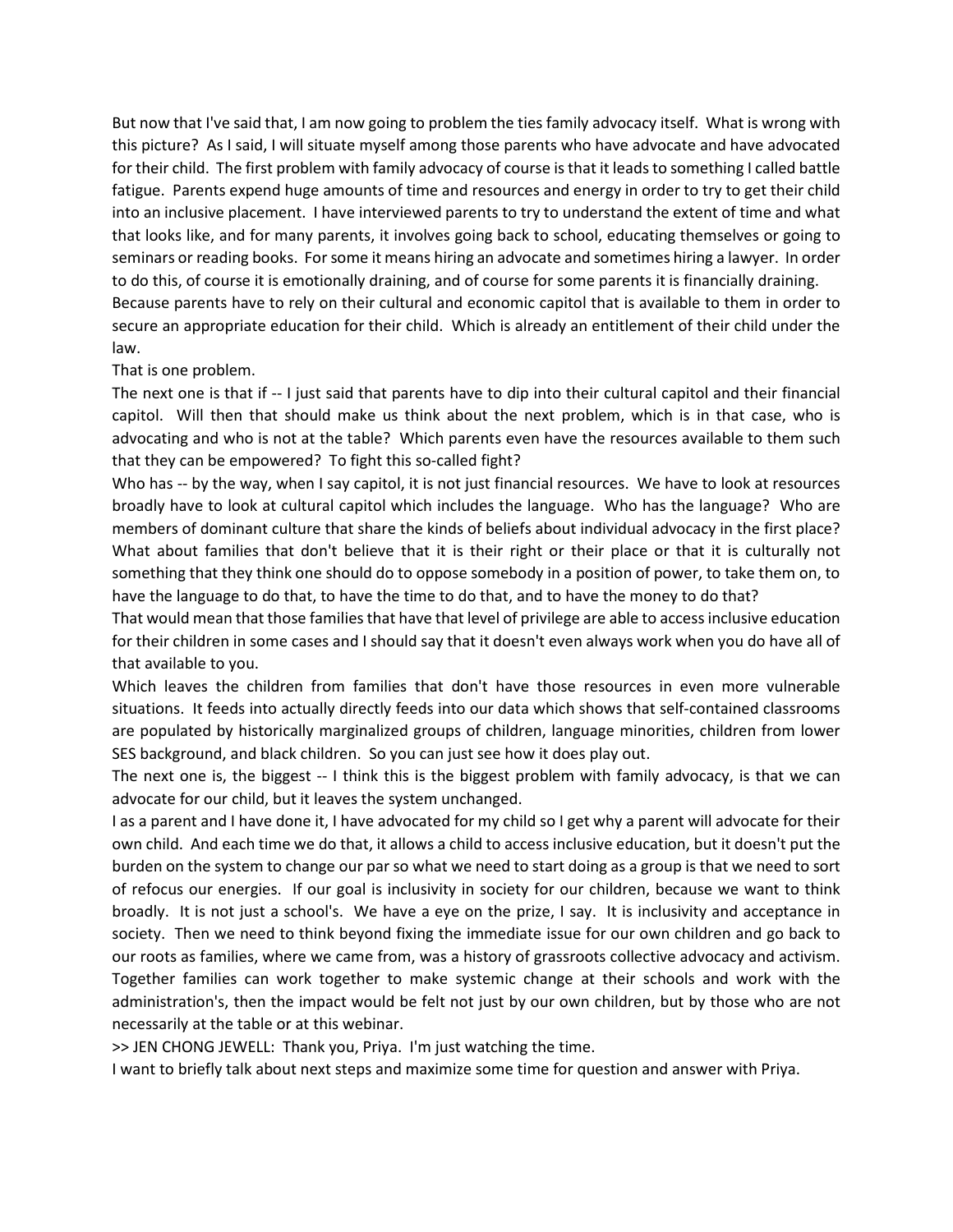But now that I've said that, I am now going to problem the ties family advocacy itself. What is wrong with this picture? As I said, I will situate myself among those parents who have advocate and have advocated for their child. The first problem with family advocacy of course is that it leads to something I called battle fatigue. Parents expend huge amounts of time and resources and energy in order to try to get their child into an inclusive placement. I have interviewed parents to try to understand the extent of time and what that looks like, and for many parents, it involves going back to school, educating themselves or going to seminars or reading books. For some it means hiring an advocate and sometimes hiring a lawyer. In order to do this, of course it is emotionally draining, and of course for some parents it is financially draining. Because parents have to rely on their cultural and economic capitol that is available to them in order to secure an appropriate education for their child. Which is already an entitlement of their child under the law.

That is one problem.

The next one is that if -- I just said that parents have to dip into their cultural capitol and their financial capitol. Will then that should make us think about the next problem, which is in that case, who is advocating and who is not at the table? Which parents even have the resources available to them such that they can be empowered? To fight this so-called fight?

Who has -- by the way, when I say capitol, it is not just financial resources. We have to look at resources broadly have to look at cultural capitol which includes the language. Who has the language? Who are members of dominant culture that share the kinds of beliefs about individual advocacy in the first place? What about families that don't believe that it is their right or their place or that it is culturally not something that they think one should do to oppose somebody in a position of power, to take them on, to have the language to do that, to have the time to do that, and to have the money to do that?

That would mean that those families that have that level of privilege are able to access inclusive education for their children in some cases and I should say that it doesn't even always work when you do have all of that available to you.

Which leaves the children from families that don't have those resources in even more vulnerable situations. It feeds into actually directly feeds into our data which shows that self-contained classrooms are populated by historically marginalized groups of children, language minorities, children from lower SES background, and black children. So you can just see how it does play out.

The next one is, the biggest -- I think this is the biggest problem with family advocacy, is that we can advocate for our child, but it leaves the system unchanged.

I as a parent and I have done it, I have advocated for my child so I get why a parent will advocate for their own child. And each time we do that, it allows a child to access inclusive education, but it doesn't put the burden on the system to change our par so what we need to start doing as a group is that we need to sort of refocus our energies. If our goal is inclusivity in society for our children, because we want to think broadly. It is not just a school's. We have a eye on the prize, I say. It is inclusivity and acceptance in society. Then we need to think beyond fixing the immediate issue for our own children and go back to our roots as families, where we came from, was a history of grassroots collective advocacy and activism. Together families can work together to make systemic change at their schools and work with the administration's, then the impact would be felt not just by our own children, but by those who are not necessarily at the table or at this webinar.

>> JEN CHONG JEWELL: Thank you, Priya. I'm just watching the time.

I want to briefly talk about next steps and maximize some time for question and answer with Priya.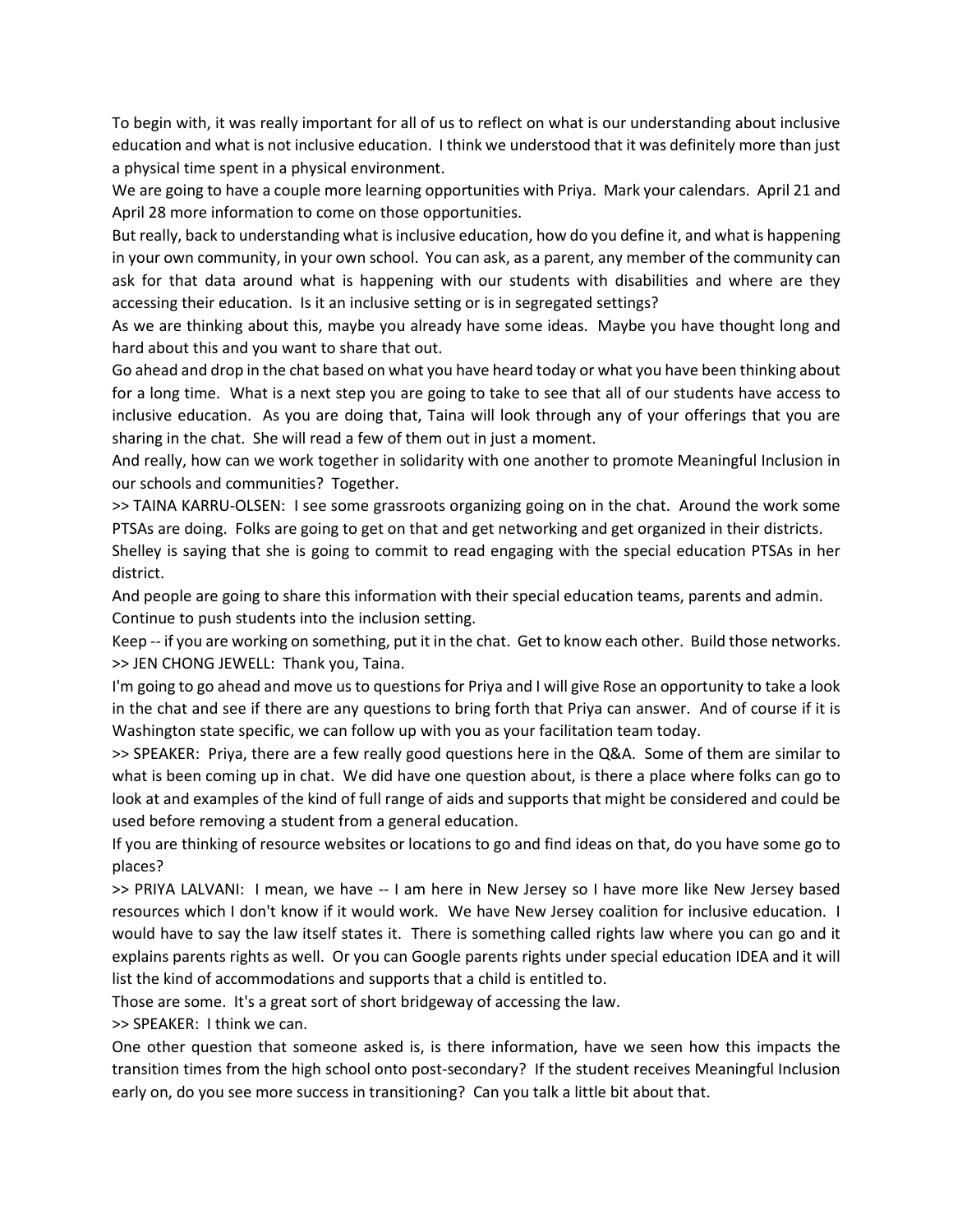To begin with, it was really important for all of us to reflect on what is our understanding about inclusive education and what is not inclusive education. I think we understood that it was definitely more than just a physical time spent in a physical environment.

We are going to have a couple more learning opportunities with Priya. Mark your calendars. April 21 and April 28 more information to come on those opportunities.

But really, back to understanding what is inclusive education, how do you define it, and what is happening in your own community, in your own school. You can ask, as a parent, any member of the community can ask for that data around what is happening with our students with disabilities and where are they accessing their education. Is it an inclusive setting or is in segregated settings?

As we are thinking about this, maybe you already have some ideas. Maybe you have thought long and hard about this and you want to share that out.

Go ahead and drop in the chat based on what you have heard today or what you have been thinking about for a long time. What is a next step you are going to take to see that all of our students have access to inclusive education. As you are doing that, Taina will look through any of your offerings that you are sharing in the chat. She will read a few of them out in just a moment.

And really, how can we work together in solidarity with one another to promote Meaningful Inclusion in our schools and communities? Together.

>> TAINA KARRU-OLSEN: I see some grassroots organizing going on in the chat. Around the work some PTSAs are doing. Folks are going to get on that and get networking and get organized in their districts.

Shelley is saying that she is going to commit to read engaging with the special education PTSAs in her district.

And people are going to share this information with their special education teams, parents and admin.

Continue to push students into the inclusion setting.

Keep -- if you are working on something, put it in the chat. Get to know each other. Build those networks.

>> JEN CHONG JEWELL: Thank you, Taina.

I'm going to go ahead and move us to questions for Priya and I will give Rose an opportunity to take a look in the chat and see if there are any questions to bring forth that Priya can answer. And of course if it is Washington state specific, we can follow up with you as your facilitation team today.

>> SPEAKER: Priya, there are a few really good questions here in the Q&A. Some of them are similar to what is been coming up in chat. We did have one question about, is there a place where folks can go to look at and examples of the kind of full range of aids and supports that might be considered and could be used before removing a student from a general education.

If you are thinking of resource websites or locations to go and find ideas on that, do you have some go to places?

>> PRIYA LALVANI: I mean, we have -- I am here in New Jersey so I have more like New Jersey based resources which I don't know if it would work. We have New Jersey coalition for inclusive education. I would have to say the law itself states it. There is something called rights law where you can go and it explains parents rights as well. Or you can Google parents rights under special education IDEA and it will list the kind of accommodations and supports that a child is entitled to.

Those are some. It's a great sort of short bridgeway of accessing the law.

>> SPEAKER: I think we can.

One other question that someone asked is, is there information, have we seen how this impacts the transition times from the high school onto post-secondary? If the student receives Meaningful Inclusion early on, do you see more success in transitioning? Can you talk a little bit about that.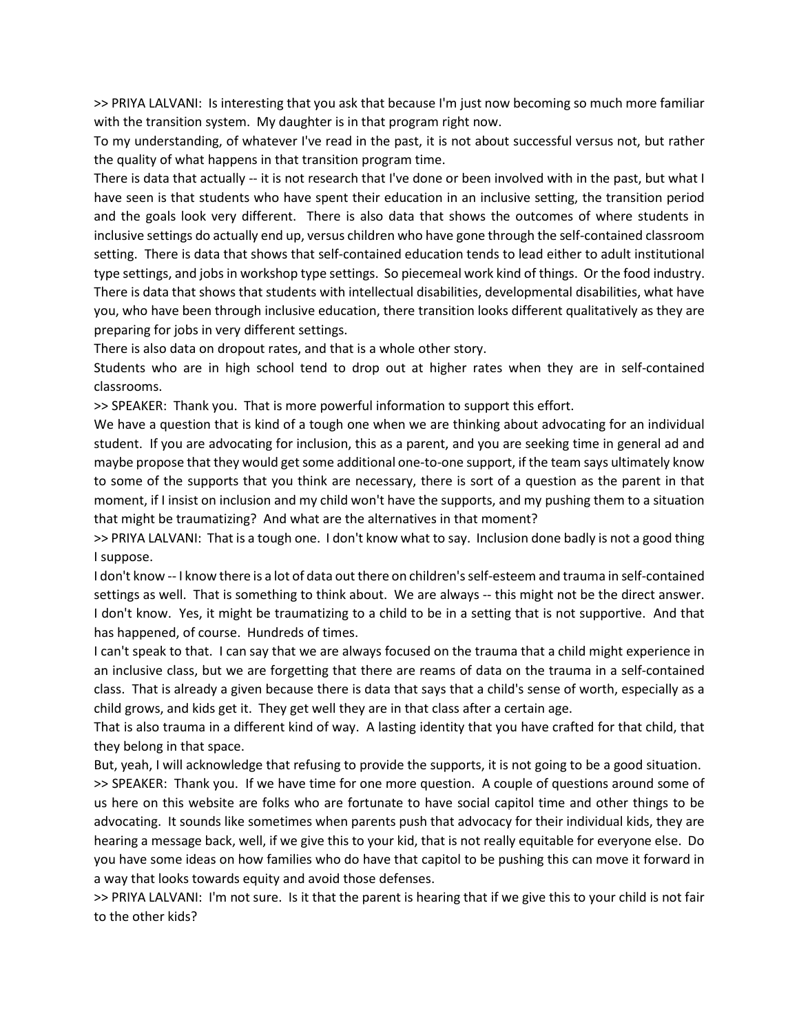>> PRIYA LALVANI: Is interesting that you ask that because I'm just now becoming so much more familiar with the transition system. My daughter is in that program right now.

To my understanding, of whatever I've read in the past, it is not about successful versus not, but rather the quality of what happens in that transition program time.

There is data that actually -- it is not research that I've done or been involved with in the past, but what I have seen is that students who have spent their education in an inclusive setting, the transition period and the goals look very different. There is also data that shows the outcomes of where students in inclusive settings do actually end up, versus children who have gone through the self-contained classroom setting. There is data that shows that self-contained education tends to lead either to adult institutional type settings, and jobs in workshop type settings. So piecemeal work kind of things. Or the food industry. There is data that shows that students with intellectual disabilities, developmental disabilities, what have you, who have been through inclusive education, there transition looks different qualitatively as they are preparing for jobs in very different settings.

There is also data on dropout rates, and that is a whole other story.

Students who are in high school tend to drop out at higher rates when they are in self-contained classrooms.

>> SPEAKER: Thank you. That is more powerful information to support this effort.

We have a question that is kind of a tough one when we are thinking about advocating for an individual student. If you are advocating for inclusion, this as a parent, and you are seeking time in general ad and maybe propose that they would get some additional one-to-one support, if the team says ultimately know to some of the supports that you think are necessary, there is sort of a question as the parent in that moment, if I insist on inclusion and my child won't have the supports, and my pushing them to a situation that might be traumatizing? And what are the alternatives in that moment?

>> PRIYA LALVANI: That is a tough one. I don't know what to say. Inclusion done badly is not a good thing I suppose.

I don't know -- I know there is a lot of data out there on children's self-esteem and trauma in self-contained settings as well. That is something to think about. We are always -- this might not be the direct answer. I don't know. Yes, it might be traumatizing to a child to be in a setting that is not supportive. And that has happened, of course. Hundreds of times.

I can't speak to that. I can say that we are always focused on the trauma that a child might experience in an inclusive class, but we are forgetting that there are reams of data on the trauma in a self-contained class. That is already a given because there is data that says that a child's sense of worth, especially as a child grows, and kids get it. They get well they are in that class after a certain age.

That is also trauma in a different kind of way. A lasting identity that you have crafted for that child, that they belong in that space.

But, yeah, I will acknowledge that refusing to provide the supports, it is not going to be a good situation.

>> SPEAKER: Thank you. If we have time for one more question. A couple of questions around some of us here on this website are folks who are fortunate to have social capitol time and other things to be advocating. It sounds like sometimes when parents push that advocacy for their individual kids, they are hearing a message back, well, if we give this to your kid, that is not really equitable for everyone else. Do you have some ideas on how families who do have that capitol to be pushing this can move it forward in a way that looks towards equity and avoid those defenses.

>> PRIYA LALVANI: I'm not sure. Is it that the parent is hearing that if we give this to your child is not fair to the other kids?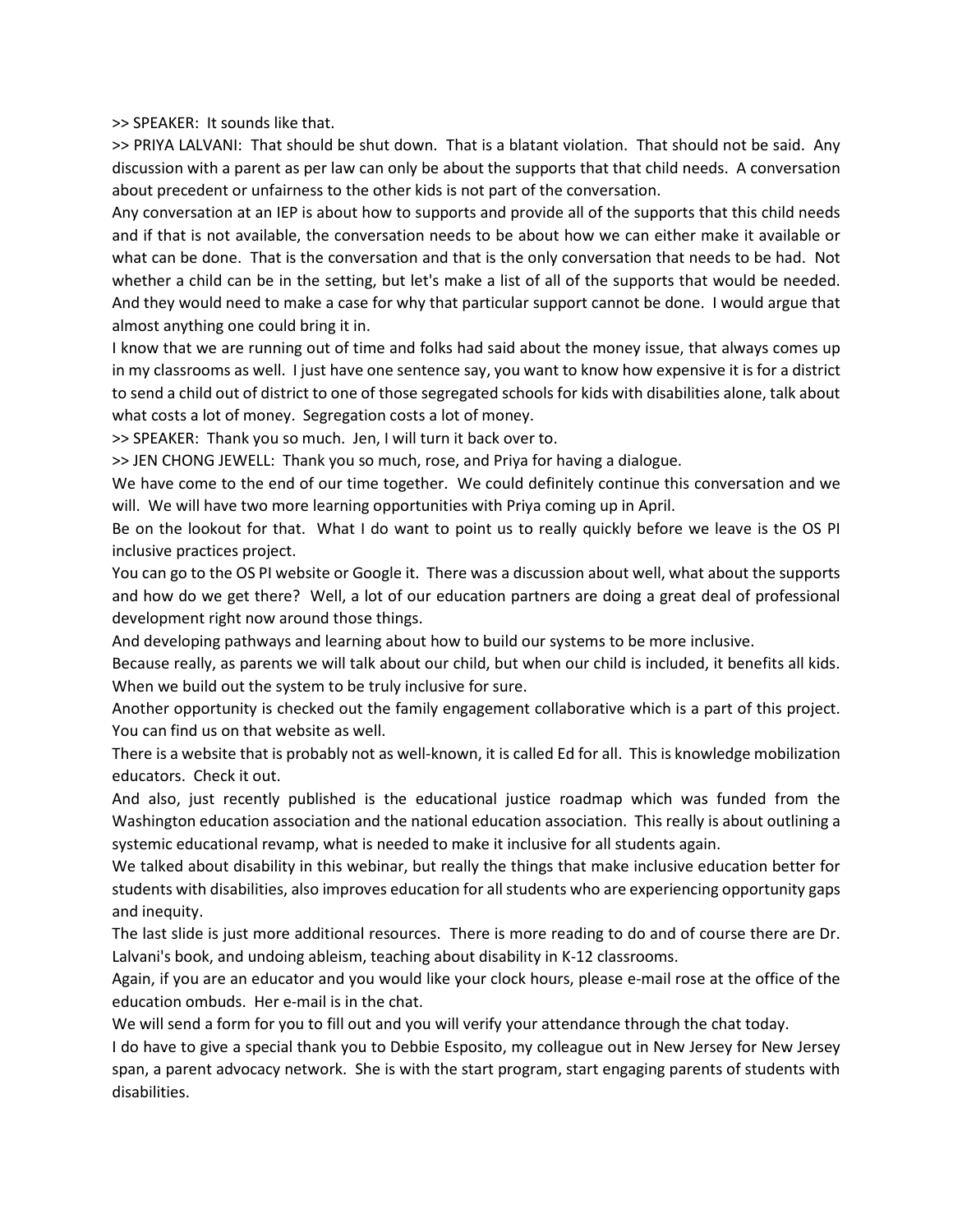>> SPEAKER: It sounds like that.

>> PRIYA LALVANI: That should be shut down. That is a blatant violation. That should not be said. Any discussion with a parent as per law can only be about the supports that that child needs. A conversation about precedent or unfairness to the other kids is not part of the conversation.

Any conversation at an IEP is about how to supports and provide all of the supports that this child needs and if that is not available, the conversation needs to be about how we can either make it available or what can be done. That is the conversation and that is the only conversation that needs to be had. Not whether a child can be in the setting, but let's make a list of all of the supports that would be needed. And they would need to make a case for why that particular support cannot be done. I would argue that almost anything one could bring it in.

I know that we are running out of time and folks had said about the money issue, that always comes up in my classrooms as well. I just have one sentence say, you want to know how expensive it is for a district to send a child out of district to one of those segregated schools for kids with disabilities alone, talk about what costs a lot of money. Segregation costs a lot of money.

>> SPEAKER: Thank you so much. Jen, I will turn it back over to.

>> JEN CHONG JEWELL: Thank you so much, rose, and Priya for having a dialogue.

We have come to the end of our time together. We could definitely continue this conversation and we will. We will have two more learning opportunities with Priya coming up in April.

Be on the lookout for that. What I do want to point us to really quickly before we leave is the OS PI inclusive practices project.

You can go to the OS PI website or Google it. There was a discussion about well, what about the supports and how do we get there? Well, a lot of our education partners are doing a great deal of professional development right now around those things.

And developing pathways and learning about how to build our systems to be more inclusive.

Because really, as parents we will talk about our child, but when our child is included, it benefits all kids. When we build out the system to be truly inclusive for sure.

Another opportunity is checked out the family engagement collaborative which is a part of this project. You can find us on that website as well.

There is a website that is probably not as well-known, it is called Ed for all. This is knowledge mobilization educators. Check it out.

And also, just recently published is the educational justice roadmap which was funded from the Washington education association and the national education association. This really is about outlining a systemic educational revamp, what is needed to make it inclusive for all students again.

We talked about disability in this webinar, but really the things that make inclusive education better for students with disabilities, also improves education for all students who are experiencing opportunity gaps and inequity.

The last slide is just more additional resources. There is more reading to do and of course there are Dr. Lalvani's book, and undoing ableism, teaching about disability in K-12 classrooms.

Again, if you are an educator and you would like your clock hours, please e-mail rose at the office of the education ombuds. Her e-mail is in the chat.

We will send a form for you to fill out and you will verify your attendance through the chat today.

I do have to give a special thank you to Debbie Esposito, my colleague out in New Jersey for New Jersey span, a parent advocacy network. She is with the start program, start engaging parents of students with disabilities.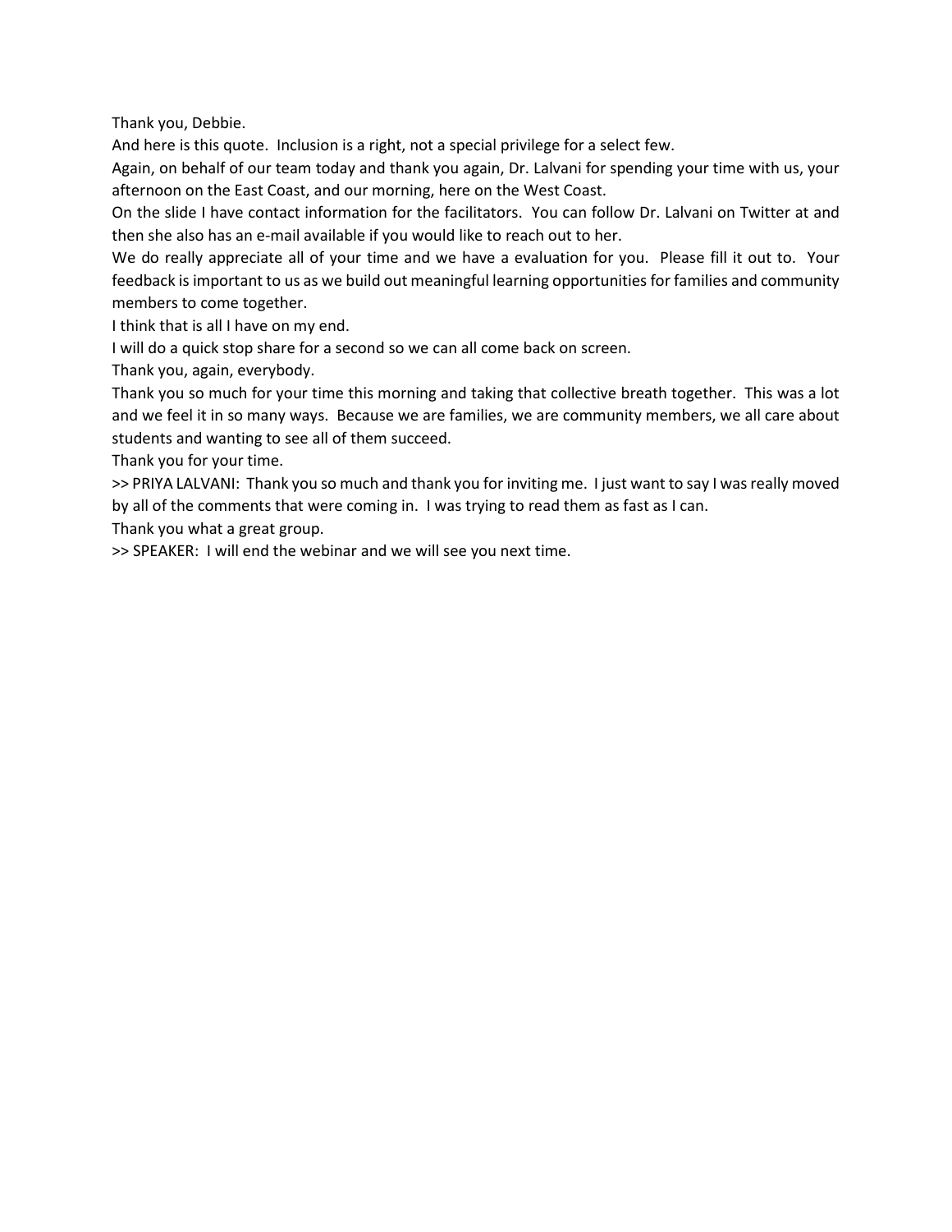Thank you, Debbie.

And here is this quote. Inclusion is a right, not a special privilege for a select few.

Again, on behalf of our team today and thank you again, Dr. Lalvani for spending your time with us, your afternoon on the East Coast, and our morning, here on the West Coast.

On the slide I have contact information for the facilitators. You can follow Dr. Lalvani on Twitter at and then she also has an e-mail available if you would like to reach out to her.

We do really appreciate all of your time and we have a evaluation for you. Please fill it out to. Your feedback is important to us as we build out meaningful learning opportunities for families and community members to come together.

I think that is all I have on my end.

I will do a quick stop share for a second so we can all come back on screen.

Thank you, again, everybody.

Thank you so much for your time this morning and taking that collective breath together. This was a lot and we feel it in so many ways. Because we are families, we are community members, we all care about students and wanting to see all of them succeed.

Thank you for your time.

>> PRIYA LALVANI: Thank you so much and thank you for inviting me. I just want to say I was really moved by all of the comments that were coming in. I was trying to read them as fast as I can.

Thank you what a great group.

>> SPEAKER: I will end the webinar and we will see you next time.